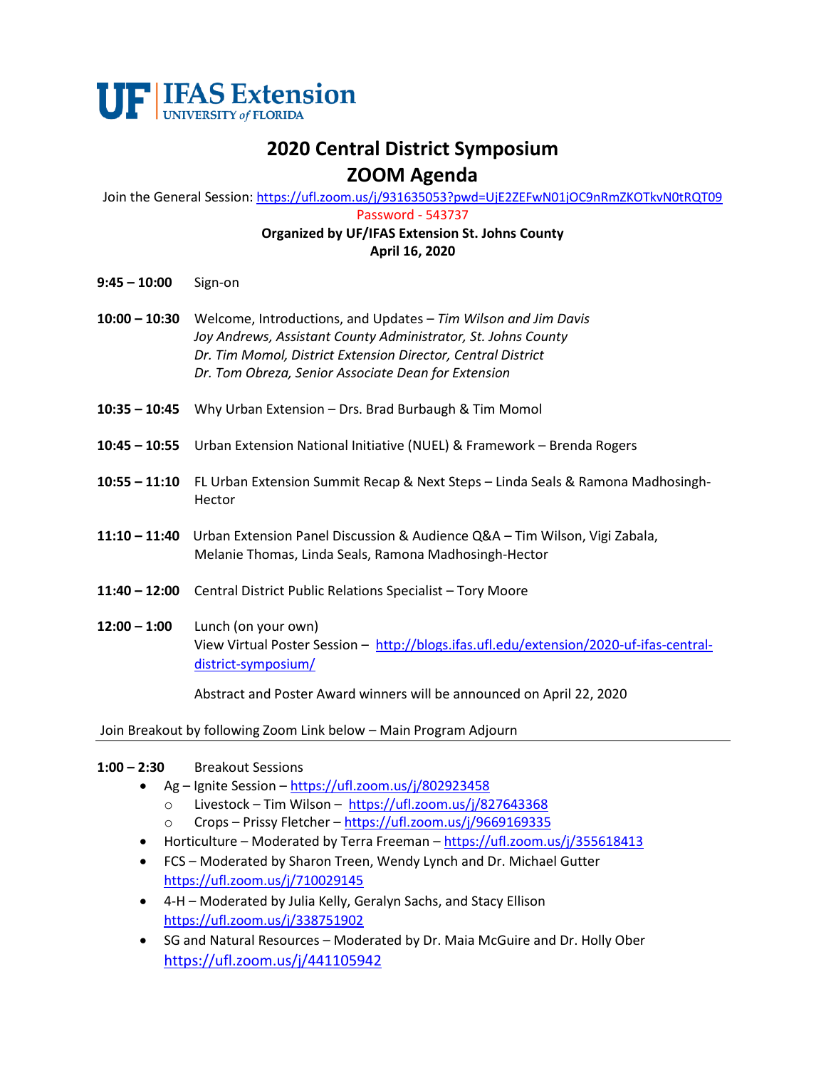UF | IFAS Extension
UNIVERSITY of FLORIDA

# 2020 Central District Symposium
# ZOOM Agenda

Join the General Session: https://ufl.zoom.us/j/931635053?pwd=UjE2ZEFwN01jOC9nRmZKOTkvN0tRQT09

Password - 543737

**Organized by UF/IFAS Extension St. Johns County**
**April 16, 2020**

**9:45 – 10:00** Sign-on

**10:00 – 10:30** Welcome, Introductions, and Updates – *Tim Wilson and Jim Davis*
*Joy Andrews, Assistant County Administrator, St. Johns County*
*Dr. Tim Momol, District Extension Director, Central District*
*Dr. Tom Obreza, Senior Associate Dean for Extension*

**10:35 – 10:45** Why Urban Extension – Drs. Brad Burbaugh & Tim Momol

**10:45 – 10:55** Urban Extension National Initiative (NUEL) & Framework – Brenda Rogers

**10:55 – 11:10** FL Urban Extension Summit Recap & Next Steps – Linda Seals & Ramona Madhosingh-Hector

**11:10 – 11:40** Urban Extension Panel Discussion & Audience Q&A – Tim Wilson, Vigi Zabala, Melanie Thomas, Linda Seals, Ramona Madhosingh-Hector

**11:40 – 12:00** Central District Public Relations Specialist – Tory Moore

**12:00 – 1:00** Lunch (on your own)
View Virtual Poster Session – http://blogs.ifas.ufl.edu/extension/2020-uf-ifas-central-district-symposium/

Abstract and Poster Award winners will be announced on April 22, 2020

Join Breakout by following Zoom Link below – Main Program Adjourn

---

**1:00 – 2:30** Breakout Sessions

- Ag – Ignite Session – https://ufl.zoom.us/j/802923458
  - Livestock – Tim Wilson – https://ufl.zoom.us/j/827643368
  - Crops – Prissy Fletcher – https://ufl.zoom.us/j/9669169335
- Horticulture – Moderated by Terra Freeman – https://ufl.zoom.us/j/355618413
- FCS – Moderated by Sharon Treen, Wendy Lynch and Dr. Michael Gutter
  https://ufl.zoom.us/j/710029145
- 4-H – Moderated by Julia Kelly, Geralyn Sachs, and Stacy Ellison
  https://ufl.zoom.us/j/338751902
- SG and Natural Resources – Moderated by Dr. Maia McGuire and Dr. Holly Ober
  https://ufl.zoom.us/j/441105942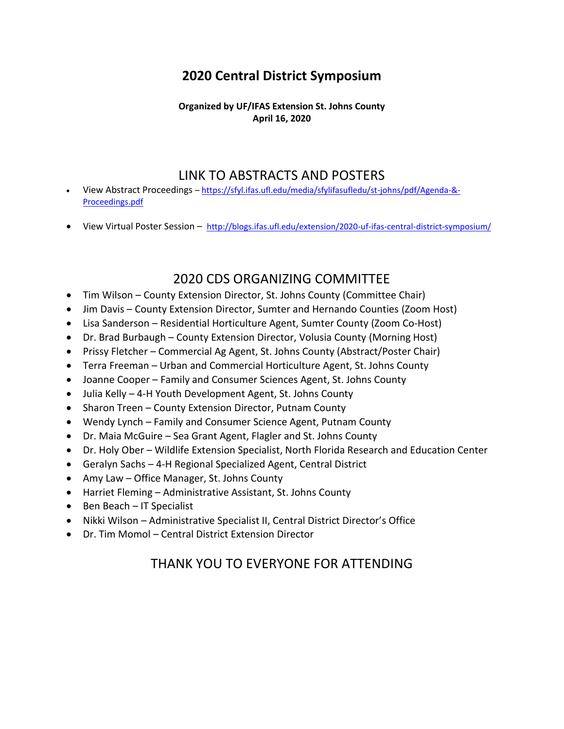# 2020 Central District Symposium

**Organized by UF/IFAS Extension St. Johns County**
**April 16, 2020**

## LINK TO ABSTRACTS AND POSTERS

- View Abstract Proceedings – https://sfyl.ifas.ufl.edu/media/sfylifasufledu/st-johns/pdf/Agenda-&-Proceedings.pdf
- View Virtual Poster Session – http://blogs.ifas.ufl.edu/extension/2020-uf-ifas-central-district-symposium/

## 2020 CDS ORGANIZING COMMITTEE

- Tim Wilson – County Extension Director, St. Johns County (Committee Chair)
- Jim Davis – County Extension Director, Sumter and Hernando Counties (Zoom Host)
- Lisa Sanderson – Residential Horticulture Agent, Sumter County (Zoom Co-Host)
- Dr. Brad Burbaugh – County Extension Director, Volusia County (Morning Host)
- Prissy Fletcher – Commercial Ag Agent, St. Johns County (Abstract/Poster Chair)
- Terra Freeman – Urban and Commercial Horticulture Agent, St. Johns County
- Joanne Cooper – Family and Consumer Sciences Agent, St. Johns County
- Julia Kelly – 4-H Youth Development Agent, St. Johns County
- Sharon Treen – County Extension Director, Putnam County
- Wendy Lynch – Family and Consumer Science Agent, Putnam County
- Dr. Maia McGuire – Sea Grant Agent, Flagler and St. Johns County
- Dr. Holy Ober – Wildlife Extension Specialist, North Florida Research and Education Center
- Geralyn Sachs – 4-H Regional Specialized Agent, Central District
- Amy Law – Office Manager, St. Johns County
- Harriet Fleming – Administrative Assistant, St. Johns County
- Ben Beach – IT Specialist
- Nikki Wilson – Administrative Specialist II, Central District Director's Office
- Dr. Tim Momol – Central District Extension Director

## THANK YOU TO EVERYONE FOR ATTENDING